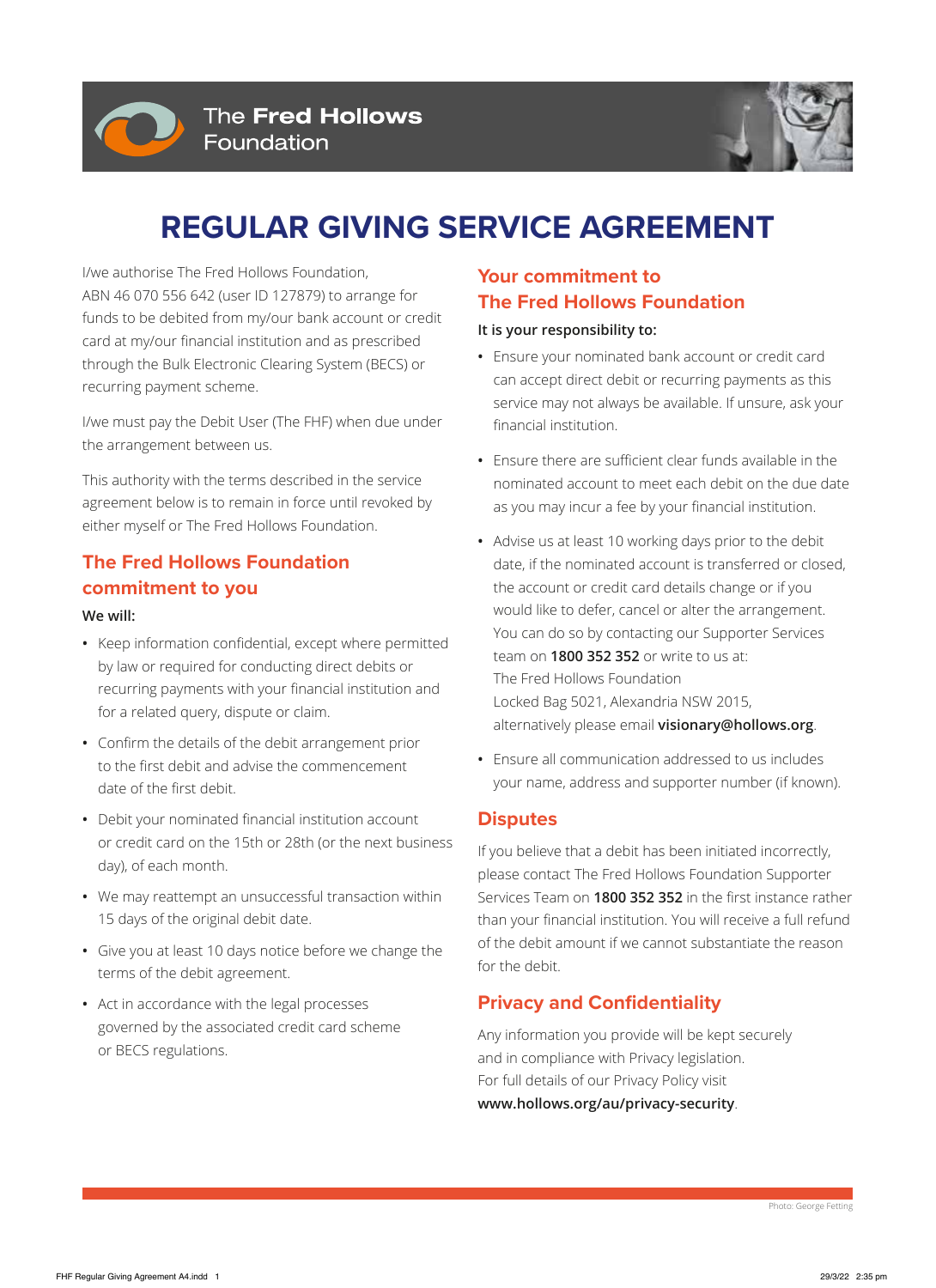The Fred Hollows Foundation

# REGULAR GIVING SERVICE AGREEMENT

I/we authorise The Fred Hollows Foundation, ABN 46 070 556 642 (user ID 127879) to arrange for funds to be debited from my/our bank account or credit card at my/our financial institution and as prescribed through the Bulk Electronic Clearing System (BECS) or recurring payment scheme.

I/we must pay the Debit User (The FHF) when due under the arrangement between us.

This authority with the terms described in the service agreement below is to remain in force until revoked by either myself or The Fred Hollows Foundation.

## The Fred Hollows Foundation commitment to you

**We will:**

- Keep information confidential, except where permitted by law or required for conducting direct debits or recurring payments with your financial institution and for a related query, dispute or claim.
- Confirm the details of the debit arrangement prior to the first debit and advise the commencement date of the first debit.
- Debit your nominated financial institution account or credit card on the 15th or 28th (or the next business day), of each month.
- We may reattempt an unsuccessful transaction within 15 days of the original debit date.
- Give you at least 10 days notice before we change the terms of the debit agreement.
- Act in accordance with the legal processes governed by the associated credit card scheme or BECS regulations.

## Your commitment to The Fred Hollows Foundation

**It is your responsibility to:**

- Ensure your nominated bank account or credit card can accept direct debit or recurring payments as this service may not always be available. If unsure, ask your financial institution.
- Ensure there are sufficient clear funds available in the nominated account to meet each debit on the due date as you may incur a fee by your financial institution.
- Advise us at least 10 working days prior to the debit date, if the nominated account is transferred or closed, the account or credit card details change or if you would like to defer, cancel or alter the arrangement. You can do so by contacting our Supporter Services team on **1800 352 352** or write to us at:
  The Fred Hollows Foundation
  Locked Bag 5021, Alexandria NSW 2015,
  alternatively please email **visionary@hollows.org**.
- Ensure all communication addressed to us includes your name, address and supporter number (if known).

## Disputes

If you believe that a debit has been initiated incorrectly, please contact The Fred Hollows Foundation Supporter Services Team on **1800 352 352** in the first instance rather than your financial institution. You will receive a full refund of the debit amount if we cannot substantiate the reason for the debit.

## Privacy and Confidentiality

Any information you provide will be kept securely and in compliance with Privacy legislation.
For full details of our Privacy Policy visit **www.hollows.org/au/privacy-security**.

Photo: George Fetting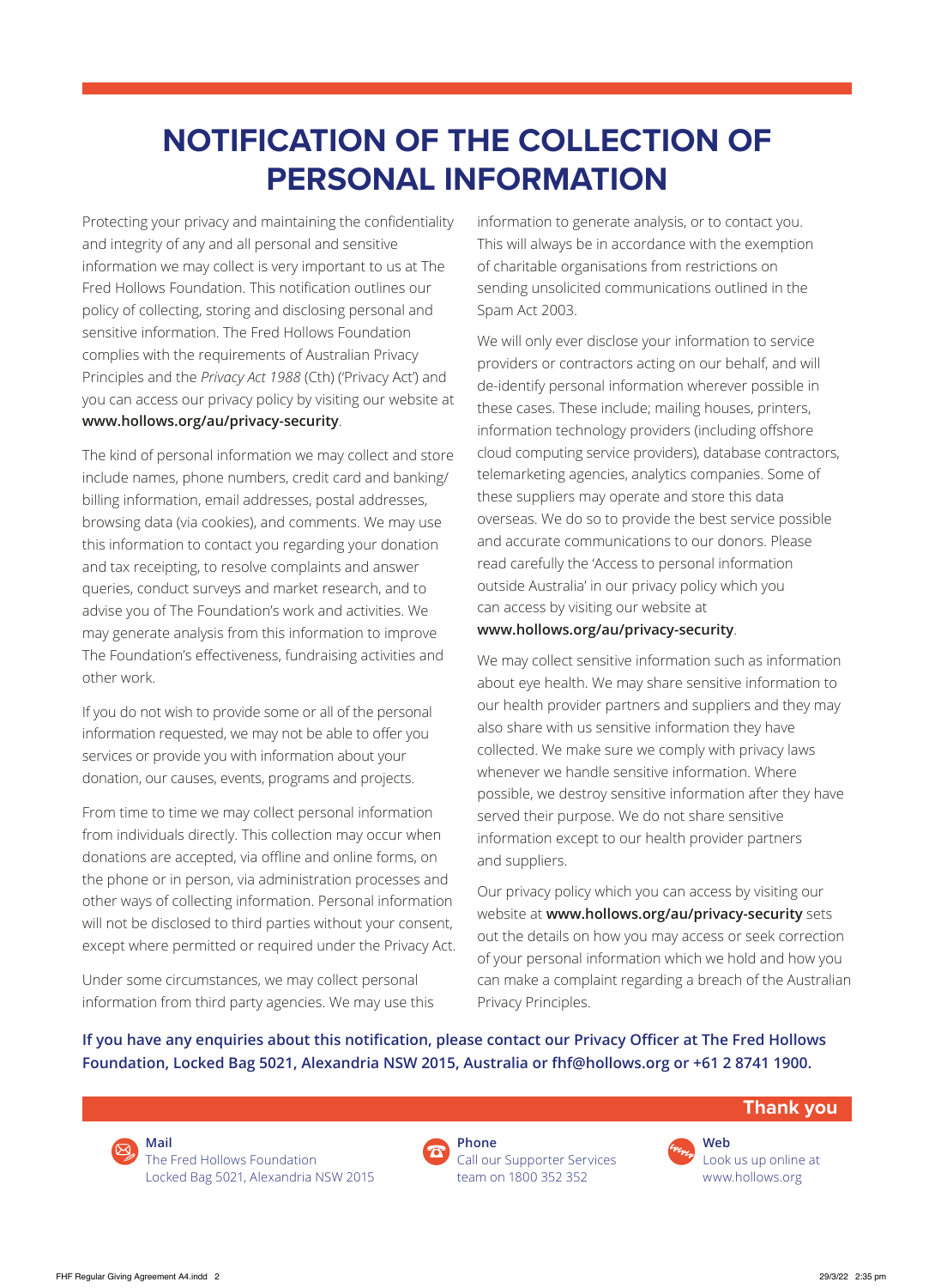# NOTIFICATION OF THE COLLECTION OF PERSONAL INFORMATION

Protecting your privacy and maintaining the confidentiality and integrity of any and all personal and sensitive information we may collect is very important to us at The Fred Hollows Foundation. This notification outlines our policy of collecting, storing and disclosing personal and sensitive information. The Fred Hollows Foundation complies with the requirements of Australian Privacy Principles and the *Privacy Act 1988* (Cth) ('Privacy Act') and you can access our privacy policy by visiting our website at **www.hollows.org/au/privacy-security**.

The kind of personal information we may collect and store include names, phone numbers, credit card and banking/billing information, email addresses, postal addresses, browsing data (via cookies), and comments. We may use this information to contact you regarding your donation and tax receipting, to resolve complaints and answer queries, conduct surveys and market research, and to advise you of The Foundation's work and activities. We may generate analysis from this information to improve The Foundation's effectiveness, fundraising activities and other work.

If you do not wish to provide some or all of the personal information requested, we may not be able to offer you services or provide you with information about your donation, our causes, events, programs and projects.

From time to time we may collect personal information from individuals directly. This collection may occur when donations are accepted, via offline and online forms, on the phone or in person, via administration processes and other ways of collecting information. Personal information will not be disclosed to third parties without your consent, except where permitted or required under the Privacy Act.

Under some circumstances, we may collect personal information from third party agencies. We may use this information to generate analysis, or to contact you. This will always be in accordance with the exemption of charitable organisations from restrictions on sending unsolicited communications outlined in the Spam Act 2003.

We will only ever disclose your information to service providers or contractors acting on our behalf, and will de-identify personal information wherever possible in these cases. These include; mailing houses, printers, information technology providers (including offshore cloud computing service providers), database contractors, telemarketing agencies, analytics companies. Some of these suppliers may operate and store this data overseas. We do so to provide the best service possible and accurate communications to our donors. Please read carefully the 'Access to personal information outside Australia' in our privacy policy which you can access by visiting our website at **www.hollows.org/au/privacy-security**.

We may collect sensitive information such as information about eye health. We may share sensitive information to our health provider partners and suppliers and they may also share with us sensitive information they have collected. We make sure we comply with privacy laws whenever we handle sensitive information. Where possible, we destroy sensitive information after they have served their purpose. We do not share sensitive information except to our health provider partners and suppliers.

Our privacy policy which you can access by visiting our website at **www.hollows.org/au/privacy-security** sets out the details on how you may access or seek correction of your personal information which we hold and how you can make a complaint regarding a breach of the Australian Privacy Principles.

**If you have any enquiries about this notification, please contact our Privacy Officer at The Fred Hollows Foundation, Locked Bag 5021, Alexandria NSW 2015, Australia or fhf@hollows.org or +61 2 8741 1900.**

**Thank you**

**Mail**
The Fred Hollows Foundation
Locked Bag 5021, Alexandria NSW 2015

**Phone**
Call our Supporter Services team on 1800 352 352

**Web**
Look us up online at www.hollows.org